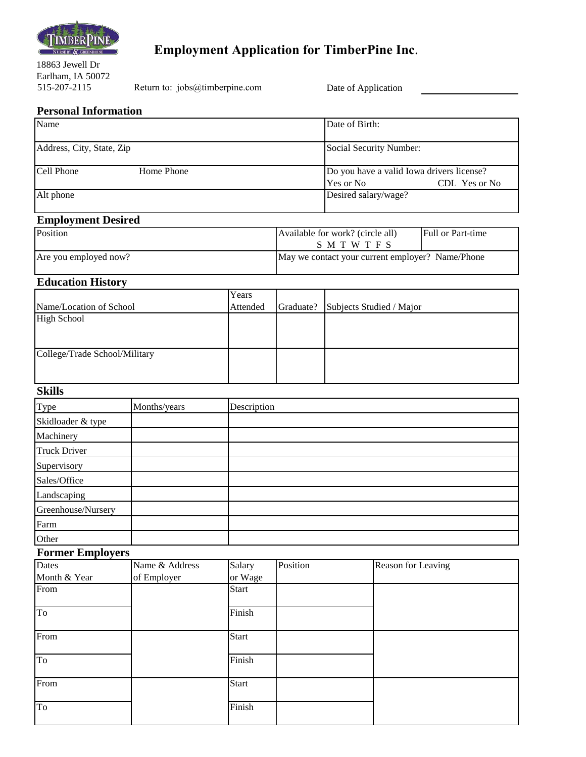# Employment Application for TimberPine Inc.

18863 Jewell Dr
Earlham, IA 50072
515-207-2115

Return to: jobs@timberpine.com

Date of Application ____________________

## Personal Information

| | |
|---|---|
| Name | Date of Birth: |
| Address, City, State, Zip | Social Security Number: |
| Cell Phone Home Phone | Do you have a valid Iowa drivers license? Yes or No CDL Yes or No |
| Alt phone | Desired salary/wage? |

## Employment Desired

| | | |
|---|---|---|
| Position | Available for work? (circle all) S M T W T F S | Full or Part-time |
| Are you employed now? | May we contact your current employer? Name/Phone | |

## Education History

| Name/Location of School | Years Attended | Graduate? | Subjects Studied / Major |
|---|---|---|---|
| High School | | | |
| College/Trade School/Military | | | |

## Skills

| Type | Months/years | Description |
|---|---|---|
| Skidloader & type | | |
| Machinery | | |
| Truck Driver | | |
| Supervisory | | |
| Sales/Office | | |
| Landscaping | | |
| Greenhouse/Nursery | | |
| Farm | | |
| Other | | |

## Former Employers

| Dates Month & Year | Name & Address of Employer | Salary or Wage | Position | Reason for Leaving |
|---|---|---|---|---|
| From | | Start | | |
| To | | Finish | | |
| From | | Start | | |
| To | | Finish | | |
| From | | Start | | |
| To | | Finish | | |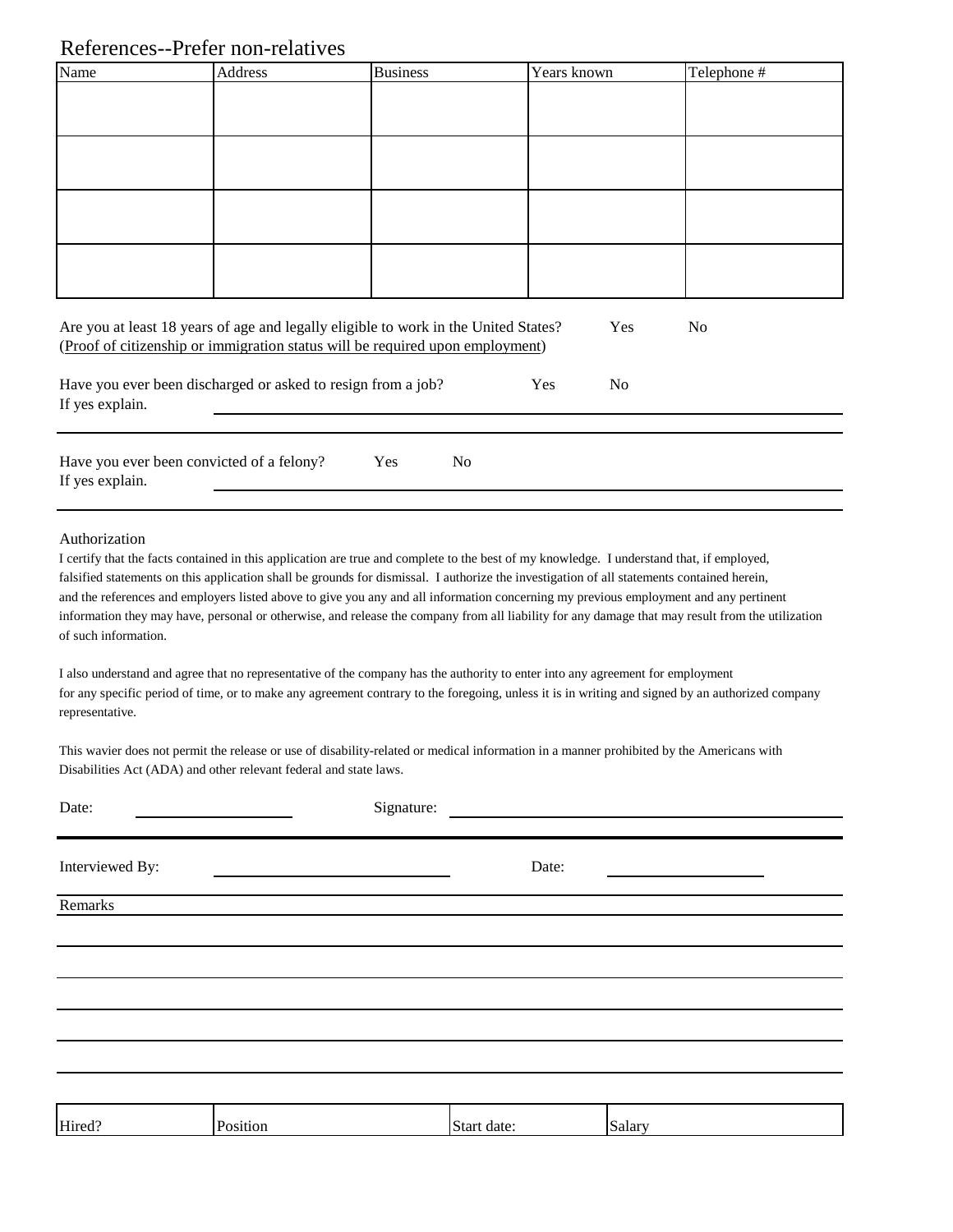## References--Prefer non-relatives

| Name | Address | Business | Years known | Telephone # |
|---|---|---|---|---|
| | | | | |
| | | | | |
| | | | | |
| | | | | |

Are you at least 18 years of age and legally eligible to work in the United States? Yes No
(Proof of citizenship or immigration status will be required upon employment)

Have you ever been discharged or asked to resign from a job? Yes No
If yes explain. ______________________________

______________________________

Have you ever been convicted of a felony? Yes No
If yes explain. ______________________________

______________________________

Authorization

I certify that the facts contained in this application are true and complete to the best of my knowledge. I understand that, if employed, falsified statements on this application shall be grounds for dismissal. I authorize the investigation of all statements contained herein, and the references and employers listed above to give you any and all information concerning my previous employment and any pertinent information they may have, personal or otherwise, and release the company from all liability for any damage that may result from the utilization of such information.

I also understand and agree that no representative of the company has the authority to enter into any agreement for employment for any specific period of time, or to make any agreement contrary to the foregoing, unless it is in writing and signed by an authorized company representative.

This wavier does not permit the release or use of disability-related or medical information in a manner prohibited by the Americans with Disabilities Act (ADA) and other relevant federal and state laws.

Date: ____________ Signature: ______________________________

Interviewed By: ______________________ Date: ____________

Remarks

______________________________

______________________________

______________________________

______________________________

______________________________

| Hired? | Position | Start date: | Salary |
|---|---|---|---|